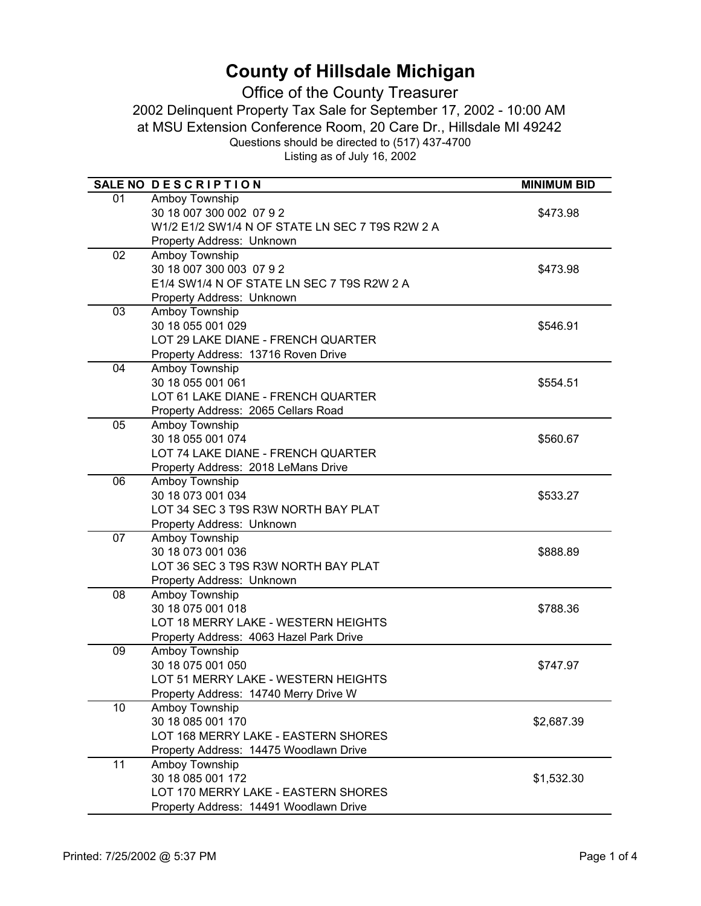# County of Hillsdale Michigan

## Office of the County Treasurer

2002 Delinquent Property Tax Sale for September 17, 2002 - 10:00 AM

at MSU Extension Conference Room, 20 Care Dr., Hillsdale MI 49242

Questions should be directed to (517) 437-4700

Listing as of July 16, 2002

| SALE NO | DESCRIPTION | MINIMUM BID |
|---|---|---|
| 01 | Amboy Township<br>30 18 007 300 002 07 9 2<br>W1/2 E1/2 SW1/4 N OF STATE LN SEC 7 T9S R2W 2 A<br>Property Address: Unknown | $473.98 |
| 02 | Amboy Township<br>30 18 007 300 003 07 9 2<br>E1/4 SW1/4 N OF STATE LN SEC 7 T9S R2W 2 A<br>Property Address: Unknown | $473.98 |
| 03 | Amboy Township<br>30 18 055 001 029<br>LOT 29 LAKE DIANE - FRENCH QUARTER<br>Property Address: 13716 Roven Drive | $546.91 |
| 04 | Amboy Township<br>30 18 055 001 061<br>LOT 61 LAKE DIANE - FRENCH QUARTER<br>Property Address: 2065 Cellars Road | $554.51 |
| 05 | Amboy Township<br>30 18 055 001 074<br>LOT 74 LAKE DIANE - FRENCH QUARTER<br>Property Address: 2018 LeMans Drive | $560.67 |
| 06 | Amboy Township<br>30 18 073 001 034<br>LOT 34 SEC 3 T9S R3W NORTH BAY PLAT<br>Property Address: Unknown | $533.27 |
| 07 | Amboy Township<br>30 18 073 001 036<br>LOT 36 SEC 3 T9S R3W NORTH BAY PLAT<br>Property Address: Unknown | $888.89 |
| 08 | Amboy Township<br>30 18 075 001 018<br>LOT 18 MERRY LAKE - WESTERN HEIGHTS<br>Property Address: 4063 Hazel Park Drive | $788.36 |
| 09 | Amboy Township<br>30 18 075 001 050<br>LOT 51 MERRY LAKE - WESTERN HEIGHTS<br>Property Address: 14740 Merry Drive W | $747.97 |
| 10 | Amboy Township<br>30 18 085 001 170<br>LOT 168 MERRY LAKE - EASTERN SHORES<br>Property Address: 14475 Woodlawn Drive | $2,687.39 |
| 11 | Amboy Township<br>30 18 085 001 172<br>LOT 170 MERRY LAKE - EASTERN SHORES<br>Property Address: 14491 Woodlawn Drive | $1,532.30 |

Printed: 7/25/2002 @ 5:37 PM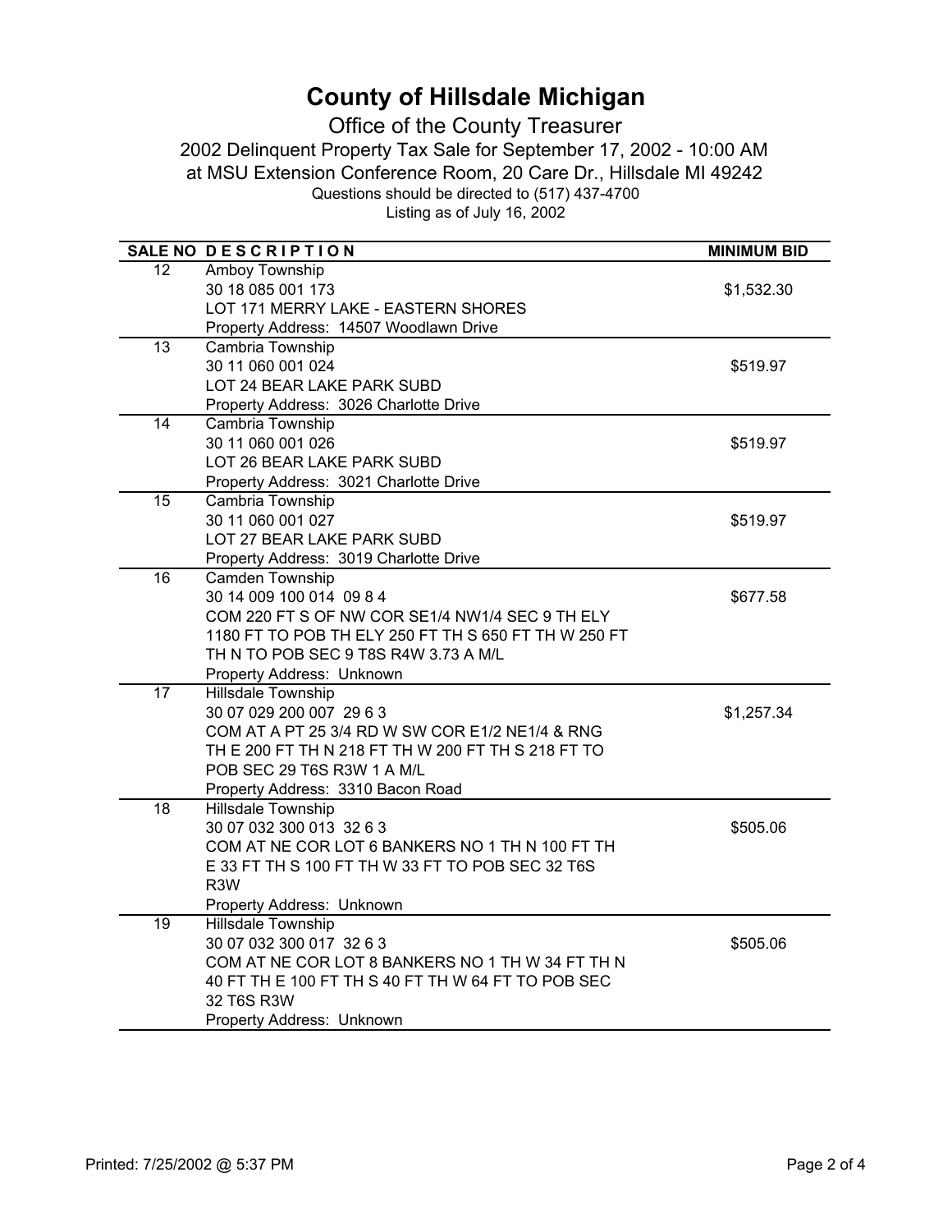# County of Hillsdale Michigan

## Office of the County Treasurer

2002 Delinquent Property Tax Sale for September 17, 2002 - 10:00 AM
at MSU Extension Conference Room, 20 Care Dr., Hillsdale MI 49242
Questions should be directed to (517) 437-4700
Listing as of July 16, 2002

| SALE NO | D E S C R I P T I O N | MINIMUM BID |
|---|---|---|
| 12 | Amboy Township<br>30 18 085 001 173<br>LOT 171 MERRY LAKE - EASTERN SHORES<br>Property Address: 14507 Woodlawn Drive | $1,532.30 |
| 13 | Cambria Township<br>30 11 060 001 024<br>LOT 24 BEAR LAKE PARK SUBD<br>Property Address: 3026 Charlotte Drive | $519.97 |
| 14 | Cambria Township<br>30 11 060 001 026<br>LOT 26 BEAR LAKE PARK SUBD<br>Property Address: 3021 Charlotte Drive | $519.97 |
| 15 | Cambria Township<br>30 11 060 001 027<br>LOT 27 BEAR LAKE PARK SUBD<br>Property Address: 3019 Charlotte Drive | $519.97 |
| 16 | Camden Township<br>30 14 009 100 014 09 8 4<br>COM 220 FT S OF NW COR SE1/4 NW1/4 SEC 9 TH ELY 1180 FT TO POB TH ELY 250 FT TH S 650 FT TH W 250 FT TH N TO POB SEC 9 T8S R4W 3.73 A M/L<br>Property Address: Unknown | $677.58 |
| 17 | Hillsdale Township<br>30 07 029 200 007 29 6 3<br>COM AT A PT 25 3/4 RD W SW COR E1/2 NE1/4 & RNG TH E 200 FT TH N 218 FT TH W 200 FT TH S 218 FT TO POB SEC 29 T6S R3W 1 A M/L<br>Property Address: 3310 Bacon Road | $1,257.34 |
| 18 | Hillsdale Township<br>30 07 032 300 013 32 6 3<br>COM AT NE COR LOT 6 BANKERS NO 1 TH N 100 FT TH E 33 FT TH S 100 FT TH W 33 FT TO POB SEC 32 T6S R3W<br>Property Address: Unknown | $505.06 |
| 19 | Hillsdale Township<br>30 07 032 300 017 32 6 3<br>COM AT NE COR LOT 8 BANKERS NO 1 TH W 34 FT TH N 40 FT TH E 100 FT TH S 40 FT TH W 64 FT TO POB SEC 32 T6S R3W<br>Property Address: Unknown | $505.06 |

Printed: 7/25/2002 @ 5:37 PM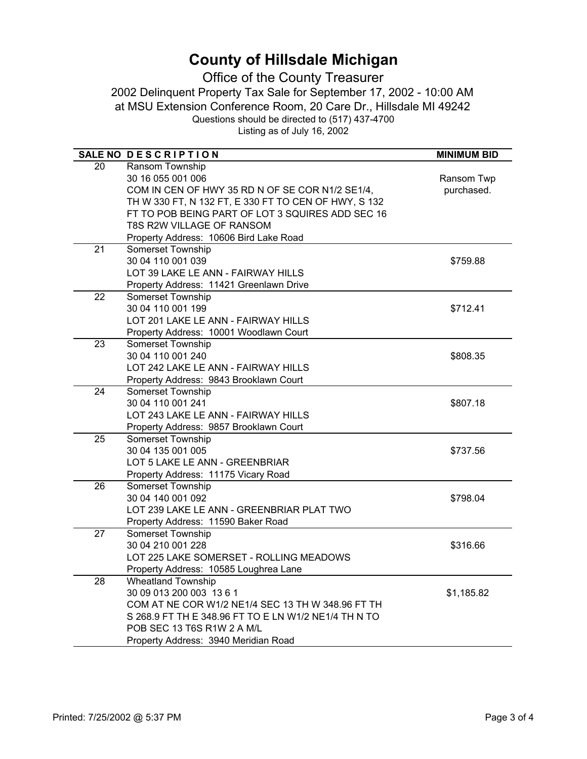# County of Hillsdale Michigan

Office of the County Treasurer

2002 Delinquent Property Tax Sale for September 17, 2002 - 10:00 AM

at MSU Extension Conference Room, 20 Care Dr., Hillsdale MI 49242

Questions should be directed to (517) 437-4700

Listing as of July 16, 2002

| SALE NO | D E S C R I P T I O N | MINIMUM BID |
|---|---|---|
| 20 | Ransom Township<br>30 16 055 001 006<br>COM IN CEN OF HWY 35 RD N OF SE COR N1/2 SE1/4, TH W 330 FT, N 132 FT, E 330 FT TO CEN OF HWY, S 132 FT TO POB BEING PART OF LOT 3 SQUIRES ADD SEC 16 T8S R2W VILLAGE OF RANSOM<br>Property Address: 10606 Bird Lake Road | Ransom Twp purchased. |
| 21 | Somerset Township<br>30 04 110 001 039<br>LOT 39 LAKE LE ANN - FAIRWAY HILLS<br>Property Address: 11421 Greenlawn Drive | $759.88 |
| 22 | Somerset Township<br>30 04 110 001 199<br>LOT 201 LAKE LE ANN - FAIRWAY HILLS<br>Property Address: 10001 Woodlawn Court | $712.41 |
| 23 | Somerset Township<br>30 04 110 001 240<br>LOT 242 LAKE LE ANN - FAIRWAY HILLS<br>Property Address: 9843 Brooklawn Court | $808.35 |
| 24 | Somerset Township<br>30 04 110 001 241<br>LOT 243 LAKE LE ANN - FAIRWAY HILLS<br>Property Address: 9857 Brooklawn Court | $807.18 |
| 25 | Somerset Township<br>30 04 135 001 005<br>LOT 5 LAKE LE ANN - GREENBRIAR<br>Property Address: 11175 Vicary Road | $737.56 |
| 26 | Somerset Township<br>30 04 140 001 092<br>LOT 239 LAKE LE ANN - GREENBRIAR PLAT TWO<br>Property Address: 11590 Baker Road | $798.04 |
| 27 | Somerset Township<br>30 04 210 001 228<br>LOT 225 LAKE SOMERSET - ROLLING MEADOWS<br>Property Address: 10585 Loughrea Lane | $316.66 |
| 28 | Wheatland Township<br>30 09 013 200 003 13 6 1<br>COM AT NE COR W1/2 NE1/4 SEC 13 TH W 348.96 FT TH S 268.9 FT TH E 348.96 FT TO E LN W1/2 NE1/4 TH N TO POB SEC 13 T6S R1W 2 A M/L<br>Property Address: 3940 Meridian Road | $1,185.82 |

Printed: 7/25/2002 @ 5:37 PM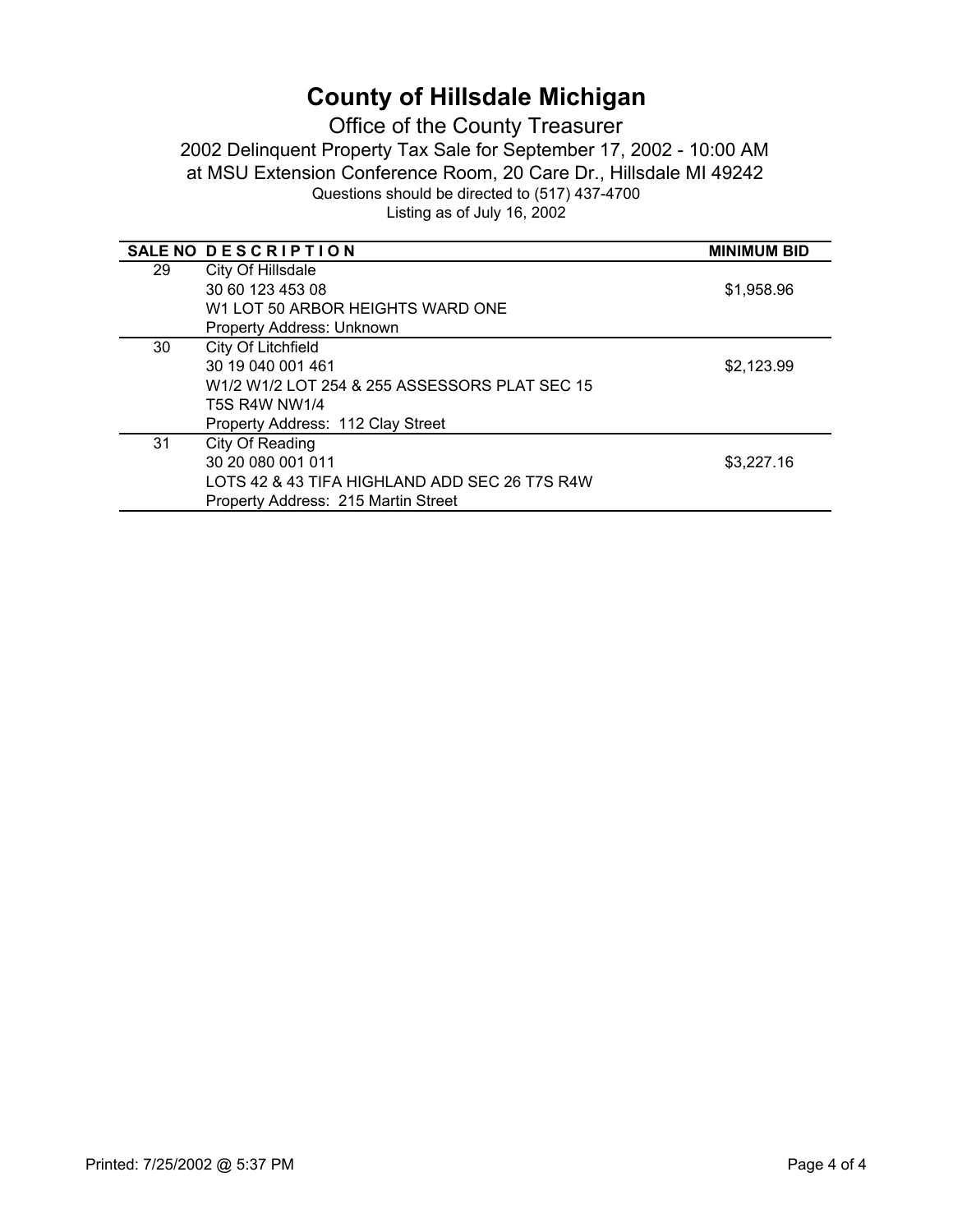# County of Hillsdale Michigan

## Office of the County Treasurer

2002 Delinquent Property Tax Sale for September 17, 2002 - 10:00 AM
at MSU Extension Conference Room, 20 Care Dr., Hillsdale MI 49242
Questions should be directed to (517) 437-4700
Listing as of July 16, 2002

| SALE NO | DESCRIPTION | MINIMUM BID |
|---|---|---|
| 29 | City Of Hillsdale<br>30 60 123 453 08<br>W1 LOT 50 ARBOR HEIGHTS WARD ONE<br>Property Address: Unknown | $1,958.96 |
| 30 | City Of Litchfield<br>30 19 040 001 461<br>W1/2 W1/2 LOT 254 & 255 ASSESSORS PLAT SEC 15<br>T5S R4W NW1/4<br>Property Address: 112 Clay Street | $2,123.99 |
| 31 | City Of Reading<br>30 20 080 001 011<br>LOTS 42 & 43 TIFA HIGHLAND ADD SEC 26 T7S R4W<br>Property Address: 215 Martin Street | $3,227.16 |

Printed: 7/25/2002 @ 5:37 PM